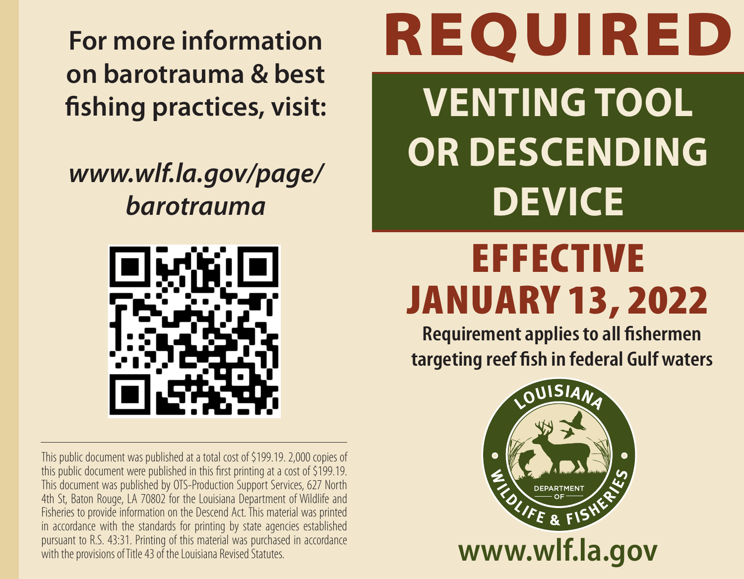**For more information on barotrauma & best fishing practices, visit:**

***www.wlf.la.gov/page/barotrauma***

This public document was published at a total cost of $199.19. 2,000 copies of this public document were published in this first printing at a cost of $199.19. This document was published by OTS-Production Support Services, 627 North 4th St, Baton Rouge, LA 70802 for the Louisiana Department of Wildlife and Fisheries to provide information on the Descend Act. This material was printed in accordance with the standards for printing by state agencies established pursuant to R.S. 43:31. Printing of this material was purchased in accordance with the provisions of Title 43 of the Louisiana Revised Statutes.

# REQUIRED

## VENTING TOOL OR DESCENDING DEVICE

## EFFECTIVE JANUARY 13, 2022

**Requirement applies to all fishermen targeting reef fish in federal Gulf waters**

LOUISIANA DEPARTMENT OF WILDLIFE & FISHERIES

**www.wlf.la.gov**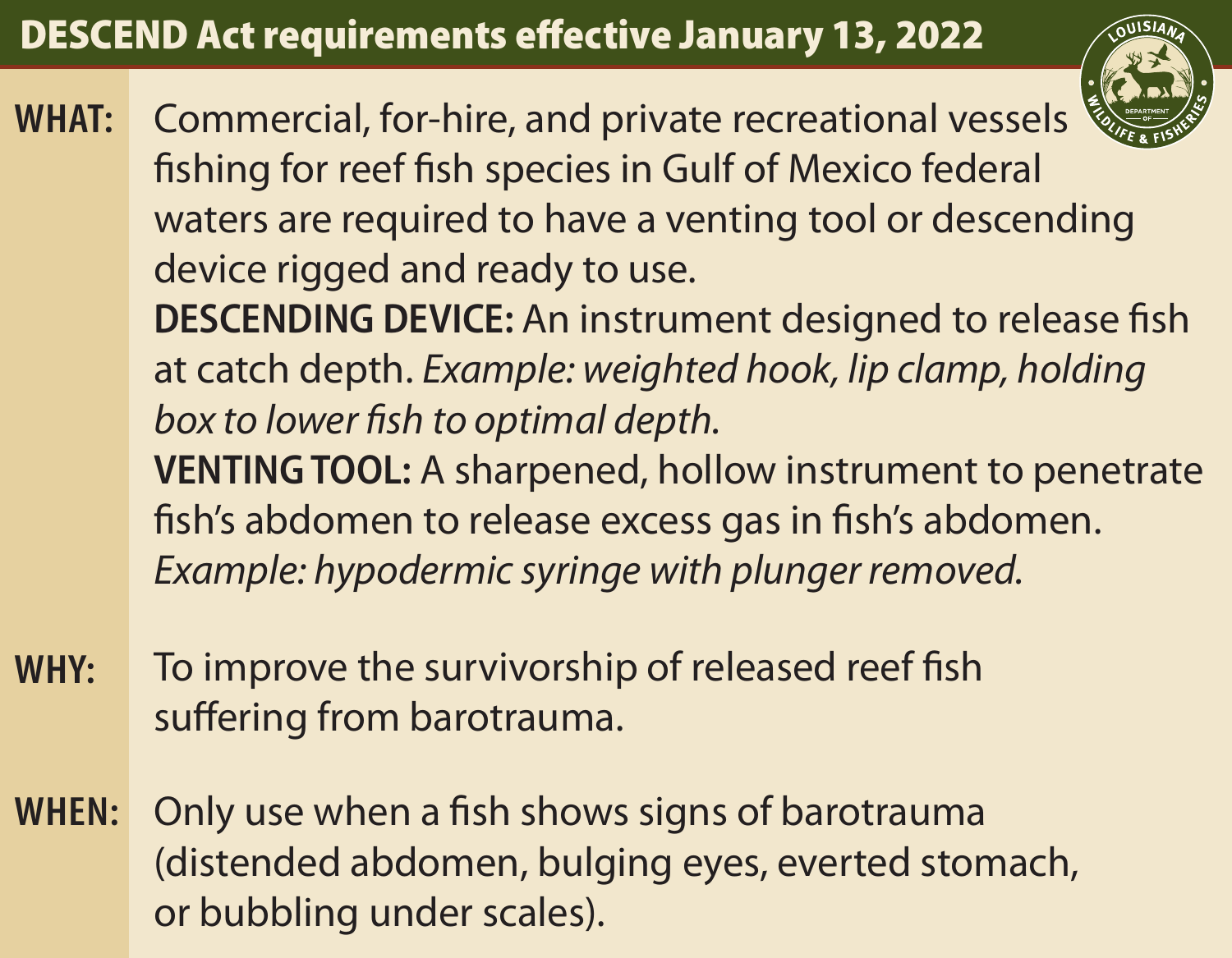## DESCEND Act requirements effective January 13, 2022

**WHAT:** Commercial, for-hire, and private recreational vessels fishing for reef fish species in Gulf of Mexico federal waters are required to have a venting tool or descending device rigged and ready to use.

**DESCENDING DEVICE:** An instrument designed to release fish at catch depth. *Example: weighted hook, lip clamp, holding box to lower fish to optimal depth.*

**VENTING TOOL:** A sharpened, hollow instrument to penetrate fish's abdomen to release excess gas in fish's abdomen. *Example: hypodermic syringe with plunger removed.*

**WHY:** To improve the survivorship of released reef fish suffering from barotrauma.

**WHEN:** Only use when a fish shows signs of barotrauma (distended abdomen, bulging eyes, everted stomach, or bubbling under scales).